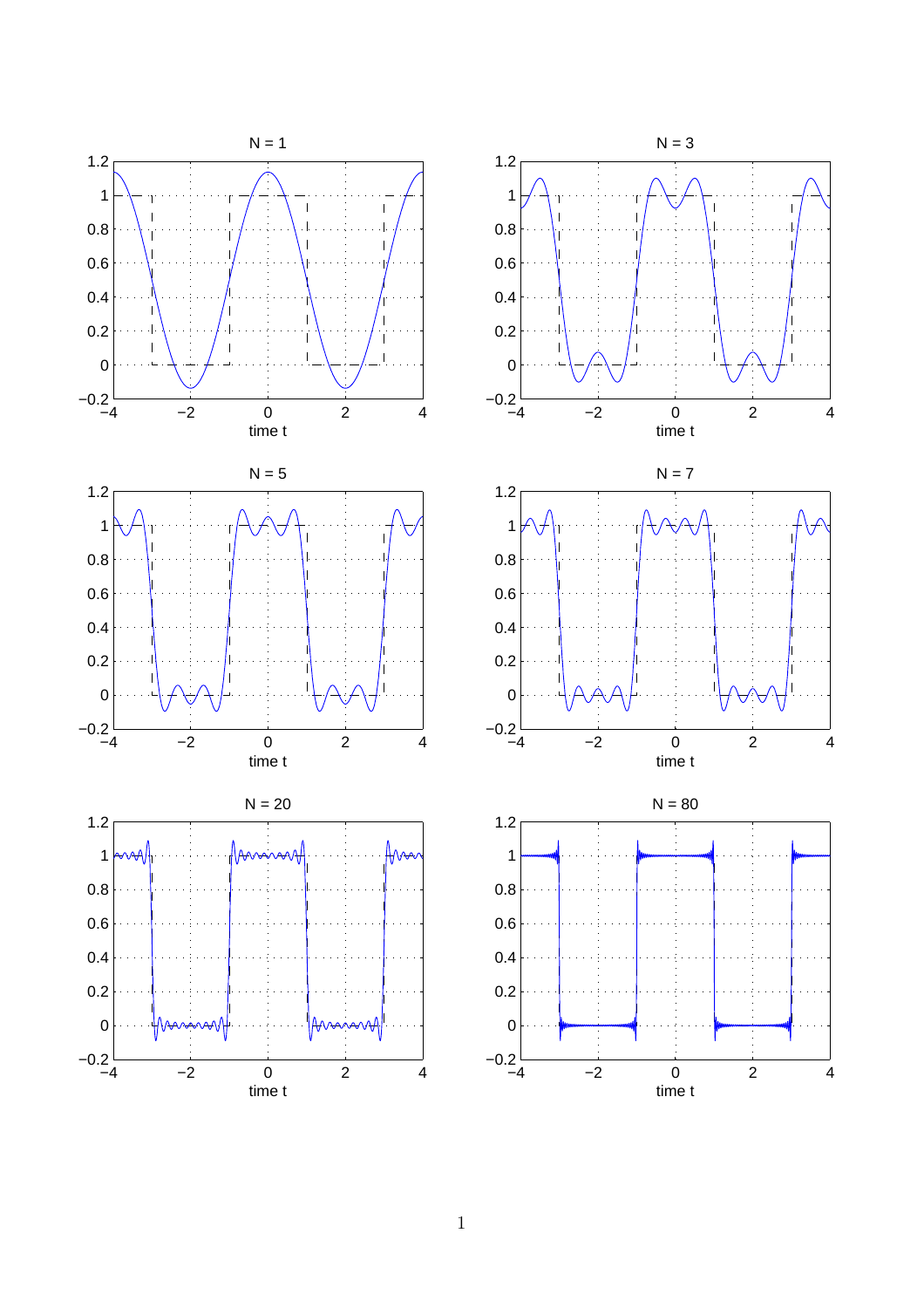N = 1

time t

N = 3

time t

N = 5

time t

N = 7

time t

N = 20

time t

N = 80

time t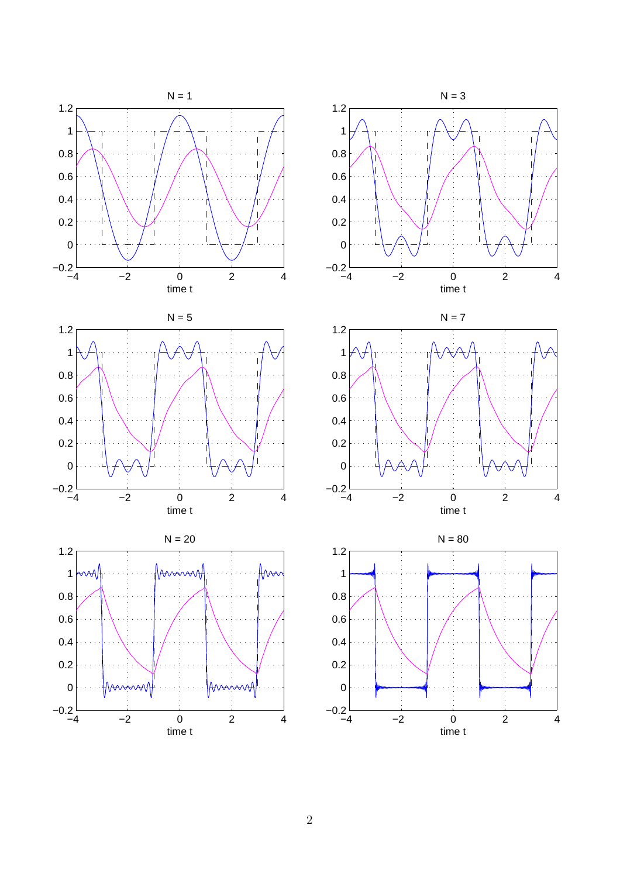N = 1

time t

N = 3

time t

N = 5

time t

N = 7

time t

N = 20

time t

N = 80

time t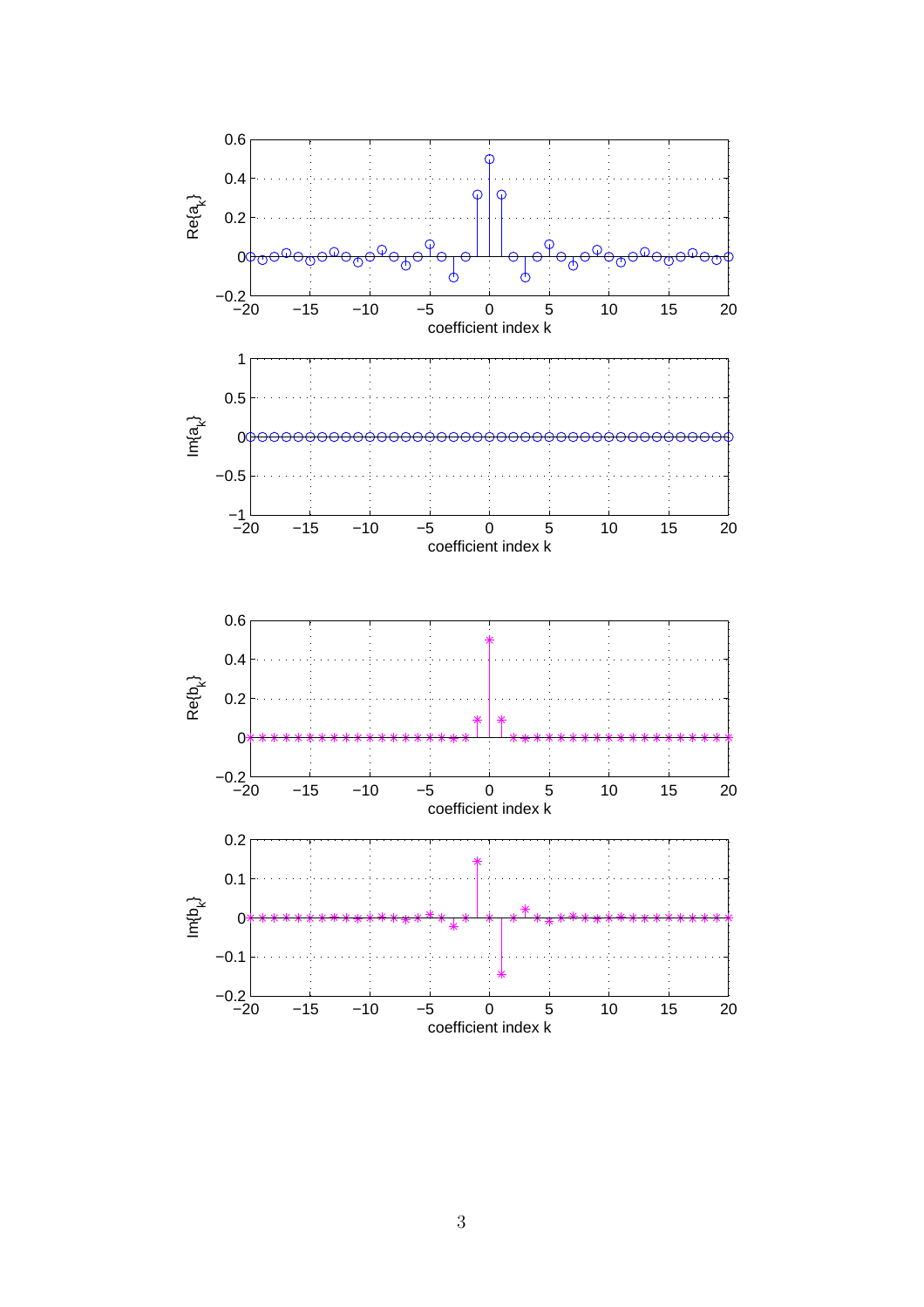Re{$a_k$}

0.6
0.4
0.2
0
−0.2

−20 −15 −10 −5 0 5 10 15 20

coefficient index k

Im{$a_k$}

1
0.5
0
−0.5
−1

−20 −15 −10 −5 0 5 10 15 20

coefficient index k

Re{$b_k$}

0.6
0.4
0.2
0
−0.2

−20 −15 −10 −5 0 5 10 15 20

coefficient index k

Im{$b_k$}

0.2
0.1
0
−0.1
−0.2

−20 −15 −10 −5 0 5 10 15 20

coefficient index k